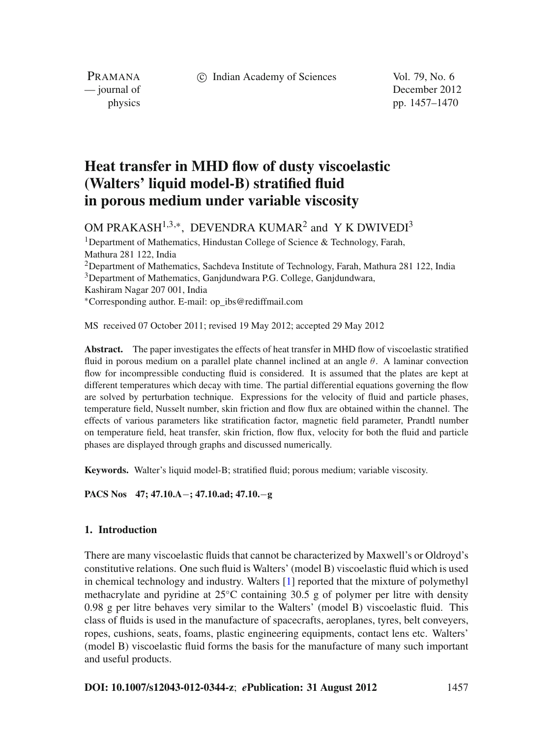# Heat transfer in MHD flow of dusty viscoelastic (Walters' liquid model-B) stratified fluid in porous medium under variable viscosity

OM PRAKASH[1,3,*], DEVENDRA KUMAR[2] and Y K DWIVEDI[3]

[1]Department of Mathematics, Hindustan College of Science & Technology, Farah, Mathura 281 122, India
[2]Department of Mathematics, Sachdeva Institute of Technology, Farah, Mathura 281 122, India
[3]Department of Mathematics, Ganjdundwara P.G. College, Ganjdundwara, Kashiram Nagar 207 001, India
[*]Corresponding author. E-mail: op_ibs@rediffmail.com

MS received 07 October 2011; revised 19 May 2012; accepted 29 May 2012

**Abstract.** The paper investigates the effects of heat transfer in MHD flow of viscoelastic stratified fluid in porous medium on a parallel plate channel inclined at an angle $\theta$. A laminar convection flow for incompressible conducting fluid is considered. It is assumed that the plates are kept at different temperatures which decay with time. The partial differential equations governing the flow are solved by perturbation technique. Expressions for the velocity of fluid and particle phases, temperature field, Nusselt number, skin friction and flow flux are obtained within the channel. The effects of various parameters like stratification factor, magnetic field parameter, Prandtl number on temperature field, heat transfer, skin friction, flow flux, velocity for both the fluid and particle phases are displayed through graphs and discussed numerically.

**Keywords.** Walter's liquid model-B; stratified fluid; porous medium; variable viscosity.

**PACS Nos** 47; 47.10.A−; 47.10.ad; 47.10.−g

## 1. Introduction

There are many viscoelastic fluids that cannot be characterized by Maxwell's or Oldroyd's constitutive relations. One such fluid is Walters' (model B) viscoelastic fluid which is used in chemical technology and industry. Walters [1] reported that the mixture of polymethyl methacrylate and pyridine at 25°C containing 30.5 g of polymer per litre with density 0.98 g per litre behaves very similar to the Walters' (model B) viscoelastic fluid. This class of fluids is used in the manufacture of spacecrafts, aeroplanes, tyres, belt conveyers, ropes, cushions, seats, foams, plastic engineering equipments, contact lens etc. Walters' (model B) viscoelastic fluid forms the basis for the manufacture of many such important and useful products.

**DOI: 10.1007/s12043-012-0344-z**; ***e*Publication: 31 August 2012**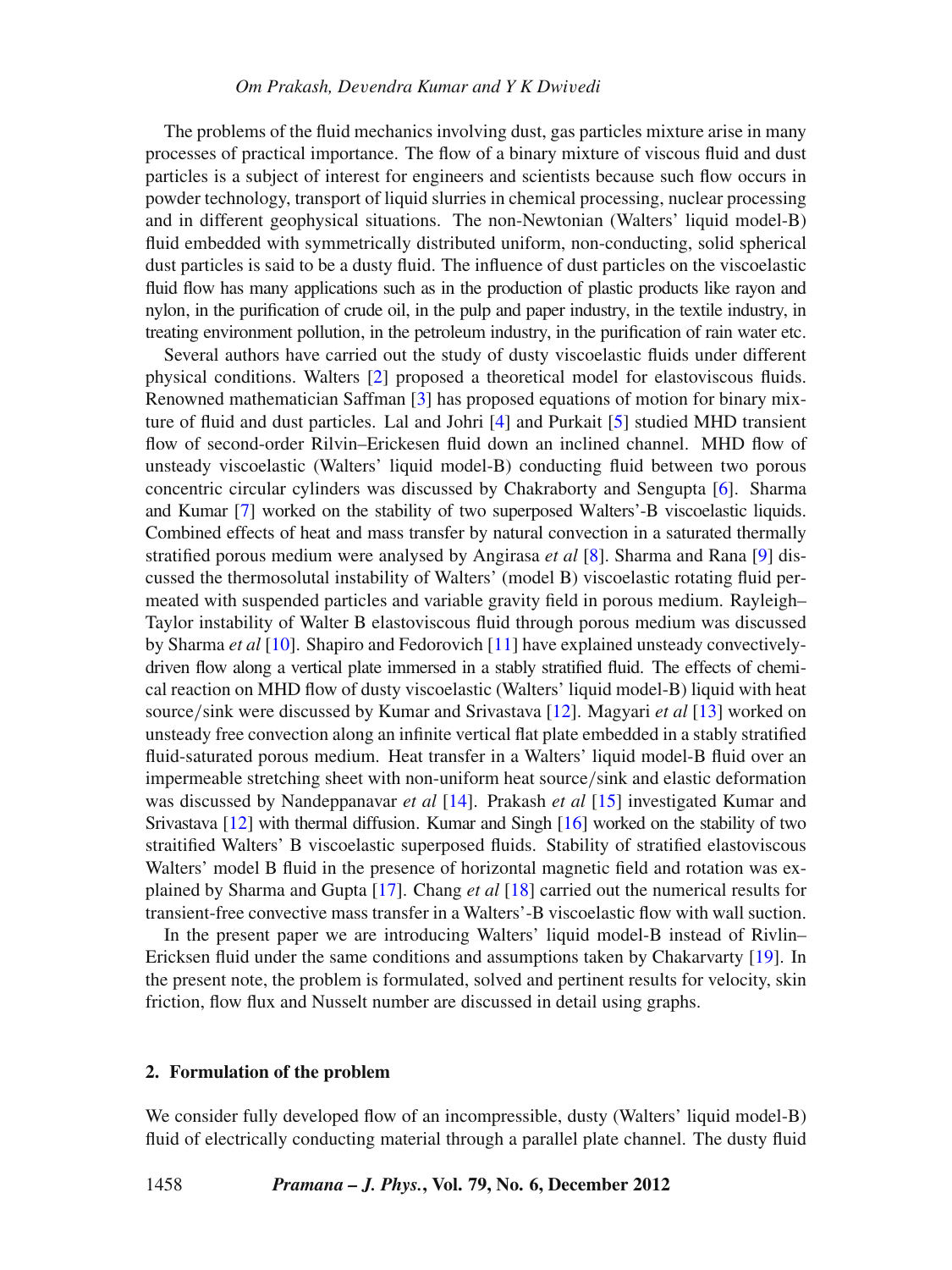The problems of the fluid mechanics involving dust, gas particles mixture arise in many processes of practical importance. The flow of a binary mixture of viscous fluid and dust particles is a subject of interest for engineers and scientists because such flow occurs in powder technology, transport of liquid slurries in chemical processing, nuclear processing and in different geophysical situations. The non-Newtonian (Walters' liquid model-B) fluid embedded with symmetrically distributed uniform, non-conducting, solid spherical dust particles is said to be a dusty fluid. The influence of dust particles on the viscoelastic fluid flow has many applications such as in the production of plastic products like rayon and nylon, in the purification of crude oil, in the pulp and paper industry, in the textile industry, in treating environment pollution, in the petroleum industry, in the purification of rain water etc.

Several authors have carried out the study of dusty viscoelastic fluids under different physical conditions. Walters [2] proposed a theoretical model for elastoviscous fluids. Renowned mathematician Saffman [3] has proposed equations of motion for binary mixture of fluid and dust particles. Lal and Johri [4] and Purkait [5] studied MHD transient flow of second-order Rilvin–Erickesen fluid down an inclined channel. MHD flow of unsteady viscoelastic (Walters' liquid model-B) conducting fluid between two porous concentric circular cylinders was discussed by Chakraborty and Sengupta [6]. Sharma and Kumar [7] worked on the stability of two superposed Walters'-B viscoelastic liquids. Combined effects of heat and mass transfer by natural convection in a saturated thermally stratified porous medium were analysed by Angirasa *et al* [8]. Sharma and Rana [9] discussed the thermosolutal instability of Walters' (model B) viscoelastic rotating fluid permeated with suspended particles and variable gravity field in porous medium. Rayleigh–Taylor instability of Walter B elastoviscous fluid through porous medium was discussed by Sharma *et al* [10]. Shapiro and Fedorovich [11] have explained unsteady convectively-driven flow along a vertical plate immersed in a stably stratified fluid. The effects of chemical reaction on MHD flow of dusty viscoelastic (Walters' liquid model-B) liquid with heat source/sink were discussed by Kumar and Srivastava [12]. Magyari *et al* [13] worked on unsteady free convection along an infinite vertical flat plate embedded in a stably stratified fluid-saturated porous medium. Heat transfer in a Walters' liquid model-B fluid over an impermeable stretching sheet with non-uniform heat source/sink and elastic deformation was discussed by Nandeppanavar *et al* [14]. Prakash *et al* [15] investigated Kumar and Srivastava [12] with thermal diffusion. Kumar and Singh [16] worked on the stability of two straitified Walters' B viscoelastic superposed fluids. Stability of stratified elastoviscous Walters' model B fluid in the presence of horizontal magnetic field and rotation was explained by Sharma and Gupta [17]. Chang *et al* [18] carried out the numerical results for transient-free convective mass transfer in a Walters'-B viscoelastic flow with wall suction.

In the present paper we are introducing Walters' liquid model-B instead of Rivlin–Ericksen fluid under the same conditions and assumptions taken by Chakarvarty [19]. In the present note, the problem is formulated, solved and pertinent results for velocity, skin friction, flow flux and Nusselt number are discussed in detail using graphs.

## 2. Formulation of the problem

We consider fully developed flow of an incompressible, dusty (Walters' liquid model-B) fluid of electrically conducting material through a parallel plate channel. The dusty fluid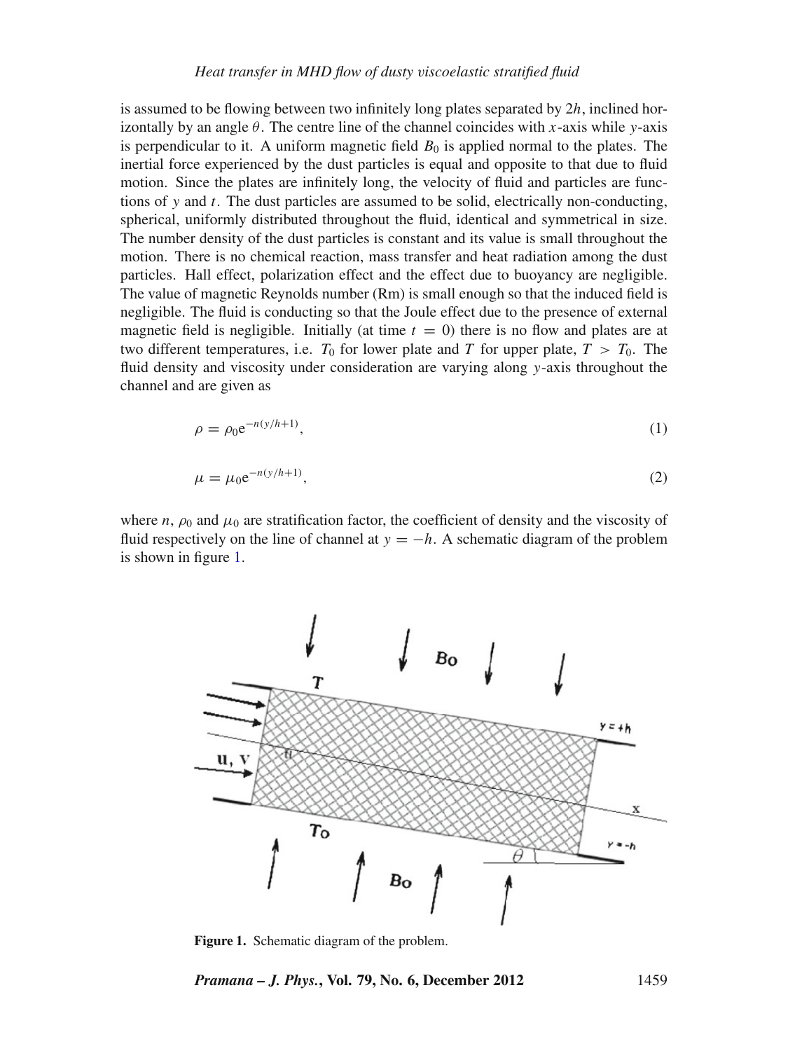is assumed to be flowing between two infinitely long plates separated by $2h$, inclined horizontally by an angle $\theta$. The centre line of the channel coincides with $x$-axis while $y$-axis is perpendicular to it. A uniform magnetic field $B_0$ is applied normal to the plates. The inertial force experienced by the dust particles is equal and opposite to that due to fluid motion. Since the plates are infinitely long, the velocity of fluid and particles are functions of $y$ and $t$. The dust particles are assumed to be solid, electrically non-conducting, spherical, uniformly distributed throughout the fluid, identical and symmetrical in size. The number density of the dust particles is constant and its value is small throughout the motion. There is no chemical reaction, mass transfer and heat radiation among the dust particles. Hall effect, polarization effect and the effect due to buoyancy are negligible. The value of magnetic Reynolds number (Rm) is small enough so that the induced field is negligible. The fluid is conducting so that the Joule effect due to the presence of external magnetic field is negligible. Initially (at time $t = 0$) there is no flow and plates are at two different temperatures, i.e. $T_0$ for lower plate and $T$ for upper plate, $T > T_0$. The fluid density and viscosity under consideration are varying along $y$-axis throughout the channel and are given as

$$\rho = \rho_0 \mathrm{e}^{-n(y/h+1)}, \tag{1}$$

$$\mu = \mu_0 \mathrm{e}^{-n(y/h+1)}, \tag{2}$$

where $n$, $\rho_0$ and $\mu_0$ are stratification factor, the coefficient of density and the viscosity of fluid respectively on the line of channel at $y = -h$. A schematic diagram of the problem is shown in figure 1.

**Figure 1.** Schematic diagram of the problem.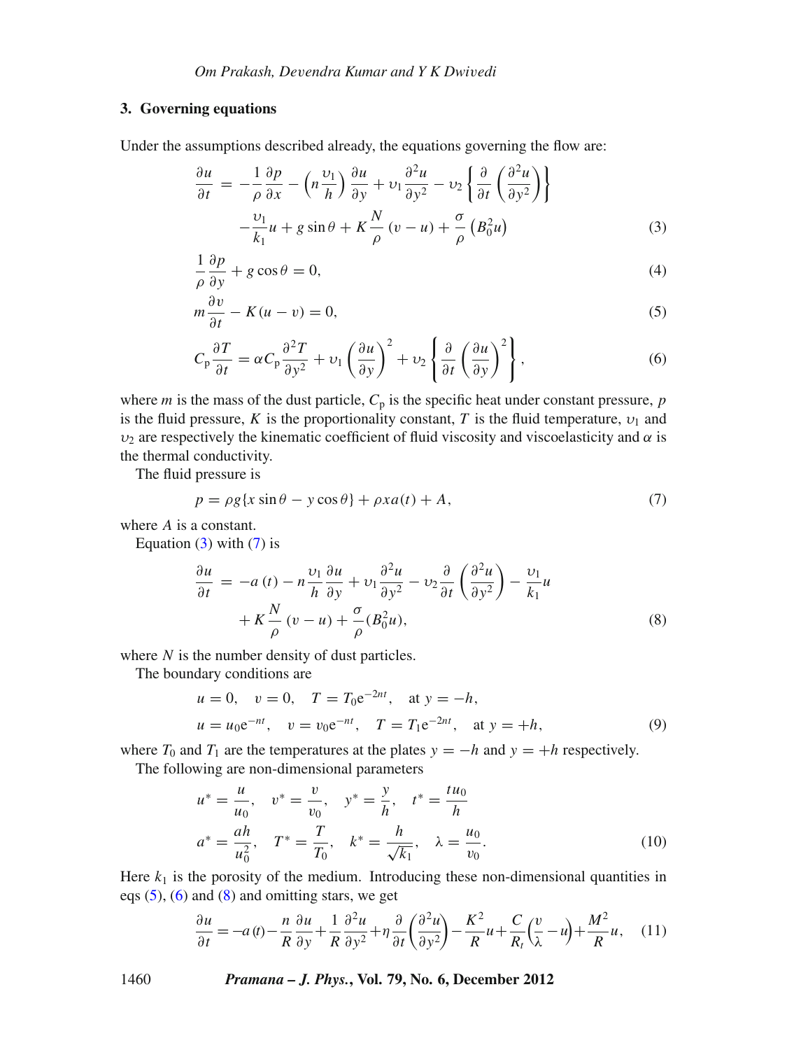### 3. Governing equations

Under the assumptions described already, the equations governing the flow are:

$$\frac{\partial u}{\partial t} = -\frac{1}{\rho}\frac{\partial p}{\partial x} - \left(n\frac{\upsilon_1}{h}\right)\frac{\partial u}{\partial y} + \upsilon_1\frac{\partial^2 u}{\partial y^2} - \upsilon_2\left\{\frac{\partial}{\partial t}\left(\frac{\partial^2 u}{\partial y^2}\right)\right\}$$
$$-\frac{\upsilon_1}{k_1}u + g\sin\theta + K\frac{N}{\rho}(v-u) + \frac{\sigma}{\rho}\left(B_0^2 u\right) \tag{3}$$

$$\frac{1}{\rho}\frac{\partial p}{\partial y} + g\cos\theta = 0, \tag{4}$$

$$m\frac{\partial v}{\partial t} - K(u-v) = 0, \tag{5}$$

$$C_{\rm p}\frac{\partial T}{\partial t} = \alpha C_{\rm p}\frac{\partial^2 T}{\partial y^2} + \upsilon_1\left(\frac{\partial u}{\partial y}\right)^2 + \upsilon_2\left\{\frac{\partial}{\partial t}\left(\frac{\partial u}{\partial y}\right)^2\right\}, \tag{6}$$

where $m$ is the mass of the dust particle, $C_{\rm p}$ is the specific heat under constant pressure, $p$ is the fluid pressure, $K$ is the proportionality constant, $T$ is the fluid temperature, $\upsilon_1$ and $\upsilon_2$ are respectively the kinematic coefficient of fluid viscosity and viscoelasticity and $\alpha$ is the thermal conductivity.

The fluid pressure is

$$p = \rho g\{x\sin\theta - y\cos\theta\} + \rho x a(t) + A, \tag{7}$$

where $A$ is a constant.

Equation (3) with (7) is

$$\frac{\partial u}{\partial t} = -a(t) - n\frac{\upsilon_1}{h}\frac{\partial u}{\partial y} + \upsilon_1\frac{\partial^2 u}{\partial y^2} - \upsilon_2\frac{\partial}{\partial t}\left(\frac{\partial^2 u}{\partial y^2}\right) - \frac{\upsilon_1}{k_1}u$$
$$+ K\frac{N}{\rho}(v-u) + \frac{\sigma}{\rho}(B_0^2 u), \tag{8}$$

where $N$ is the number density of dust particles.

The boundary conditions are

$$u = 0, \quad v = 0, \quad T = T_0 \mathrm{e}^{-2nt}, \quad \text{at } y = -h,$$
$$u = u_0\mathrm{e}^{-nt}, \quad v = v_0\mathrm{e}^{-nt}, \quad T = T_1\mathrm{e}^{-2nt}, \quad \text{at } y = +h, \tag{9}$$

where $T_0$ and $T_1$ are the temperatures at the plates $y = -h$ and $y = +h$ respectively.

The following are non-dimensional parameters

$$u^* = \frac{u}{u_0}, \quad v^* = \frac{v}{v_0}, \quad y^* = \frac{y}{h}, \quad t^* = \frac{tu_0}{h}$$
$$a^* = \frac{ah}{u_0^2}, \quad T^* = \frac{T}{T_0}, \quad k^* = \frac{h}{\sqrt{k_1}}, \quad \lambda = \frac{u_0}{v_0}. \tag{10}$$

Here $k_1$ is the porosity of the medium. Introducing these non-dimensional quantities in eqs (5), (6) and (8) and omitting stars, we get

$$\frac{\partial u}{\partial t} = -a(t) - \frac{n}{R}\frac{\partial u}{\partial y} + \frac{1}{R}\frac{\partial^2 u}{\partial y^2} + \eta\frac{\partial}{\partial t}\left(\frac{\partial^2 u}{\partial y^2}\right) - \frac{K^2}{R}u + \frac{C}{R_t}\left(\frac{v}{\lambda} - u\right) + \frac{M^2}{R}u, \tag{11}$$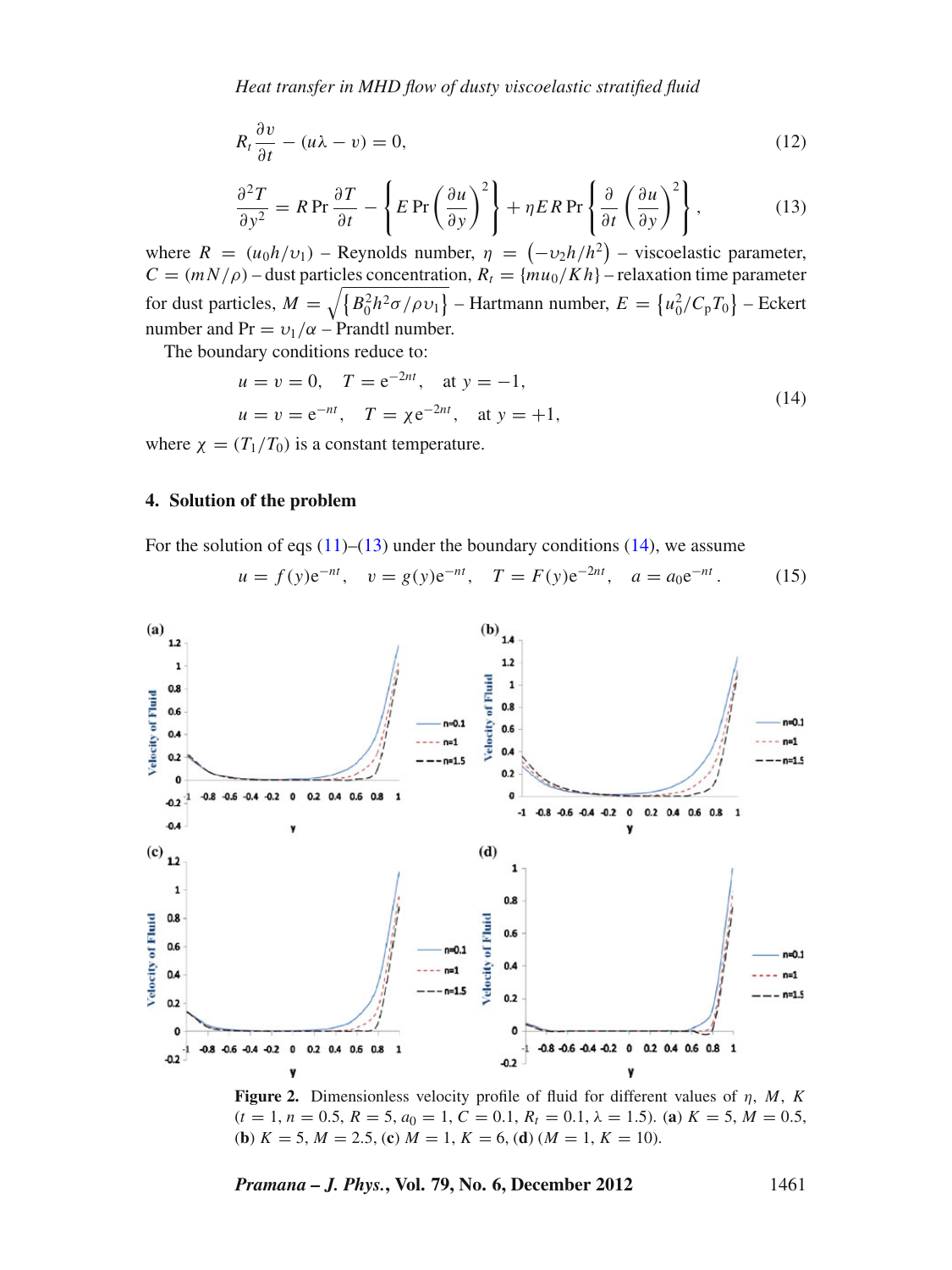$$R_t \frac{\partial v}{\partial t} - (u\lambda - v) = 0, \tag{12}$$

$$\frac{\partial^2 T}{\partial y^2} = R \Pr \frac{\partial T}{\partial t} - \left\{ E \Pr \left( \frac{\partial u}{\partial y} \right)^2 \right\} + \eta E R \Pr \left\{ \frac{\partial}{\partial t} \left( \frac{\partial u}{\partial y} \right)^2 \right\}, \tag{13}$$

where $R = (u_0 h/\upsilon_1)$ – Reynolds number, $\eta = \left(-\upsilon_2 h/h^2\right)$ – viscoelastic parameter, $C = (mN/\rho)$ – dust particles concentration, $R_t = \{mu_0/Kh\}$ – relaxation time parameter for dust particles, $M = \sqrt{\left\{B_0^2 h^2 \sigma/\rho \upsilon_1\right\}}$ – Hartmann number, $E = \left\{u_0^2/C_\mathrm{p} T_0\right\}$ – Eckert number and $\Pr = \upsilon_1/\alpha$ – Prandtl number.

The boundary conditions reduce to:

$$\begin{aligned} &u = v = 0, \quad T = \mathrm{e}^{-2nt}, \quad \text{at } y = -1, \\ &u = v = \mathrm{e}^{-nt}, \quad T = \chi \mathrm{e}^{-2nt}, \quad \text{at } y = +1, \end{aligned} \tag{14}$$

where $\chi = (T_1/T_0)$ is a constant temperature.

## 4. Solution of the problem

For the solution of eqs (11)–(13) under the boundary conditions (14), we assume

$$u = f(y)\mathrm{e}^{-nt}, \quad v = g(y)\mathrm{e}^{-nt}, \quad T = F(y)\mathrm{e}^{-2nt}, \quad a = a_0 \mathrm{e}^{-nt}. \tag{15}$$

**Figure 2.** Dimensionless velocity profile of fluid for different values of $\eta$, $M$, $K$ ($t = 1$, $n = 0.5$, $R = 5$, $a_0 = 1$, $C = 0.1$, $R_t = 0.1$, $\lambda = 1.5$). (**a**) $K = 5$, $M = 0.5$, (**b**) $K = 5$, $M = 2.5$, (**c**) $M = 1$, $K = 6$, (**d**) ($M = 1$, $K = 10$).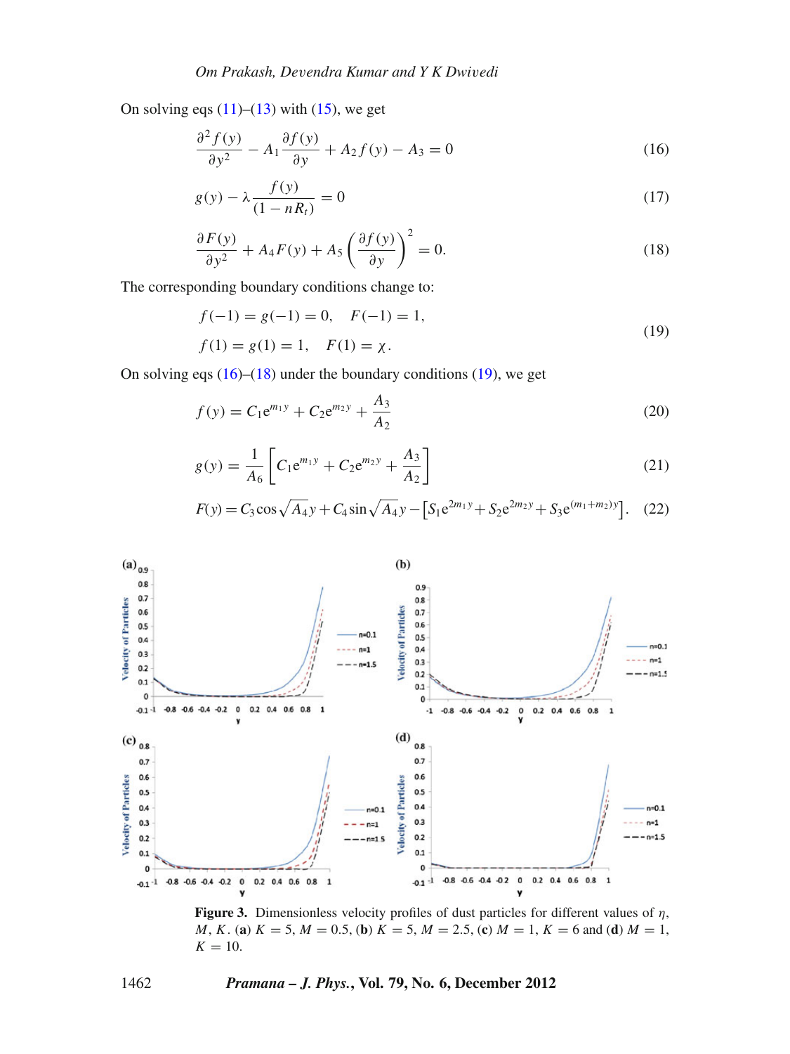On solving eqs (11)–(13) with (15), we get

$$\frac{\partial^2 f(y)}{\partial y^2} - A_1 \frac{\partial f(y)}{\partial y} + A_2 f(y) - A_3 = 0 \tag{16}$$

$$g(y) - \lambda \frac{f(y)}{(1 - nR_t)} = 0 \tag{17}$$

$$\frac{\partial F(y)}{\partial y^2} + A_4 F(y) + A_5 \left( \frac{\partial f(y)}{\partial y} \right)^2 = 0. \tag{18}$$

The corresponding boundary conditions change to:

$$\begin{aligned} &f(-1) = g(-1) = 0, \quad F(-1) = 1, \\ &f(1) = g(1) = 1, \quad F(1) = \chi. \end{aligned} \tag{19}$$

On solving eqs (16)–(18) under the boundary conditions (19), we get

$$f(y) = C_1 e^{m_1 y} + C_2 e^{m_2 y} + \frac{A_3}{A_2} \tag{20}$$

$$g(y) = \frac{1}{A_6} \left[ C_1 e^{m_1 y} + C_2 e^{m_2 y} + \frac{A_3}{A_2} \right] \tag{21}$$

$$F(y) = C_3 \cos \sqrt{A_4} y + C_4 \sin \sqrt{A_4} y - \left[ S_1 e^{2m_1 y} + S_2 e^{2m_2 y} + S_3 e^{(m_1+m_2) y} \right]. \tag{22}$$

**Figure 3.** Dimensionless velocity profiles of dust particles for different values of $\eta$, $M$, $K$. (**a**) $K = 5$, $M = 0.5$, (**b**) $K = 5$, $M = 2.5$, (**c**) $M = 1$, $K = 6$ and (**d**) $M = 1$, $K = 10$.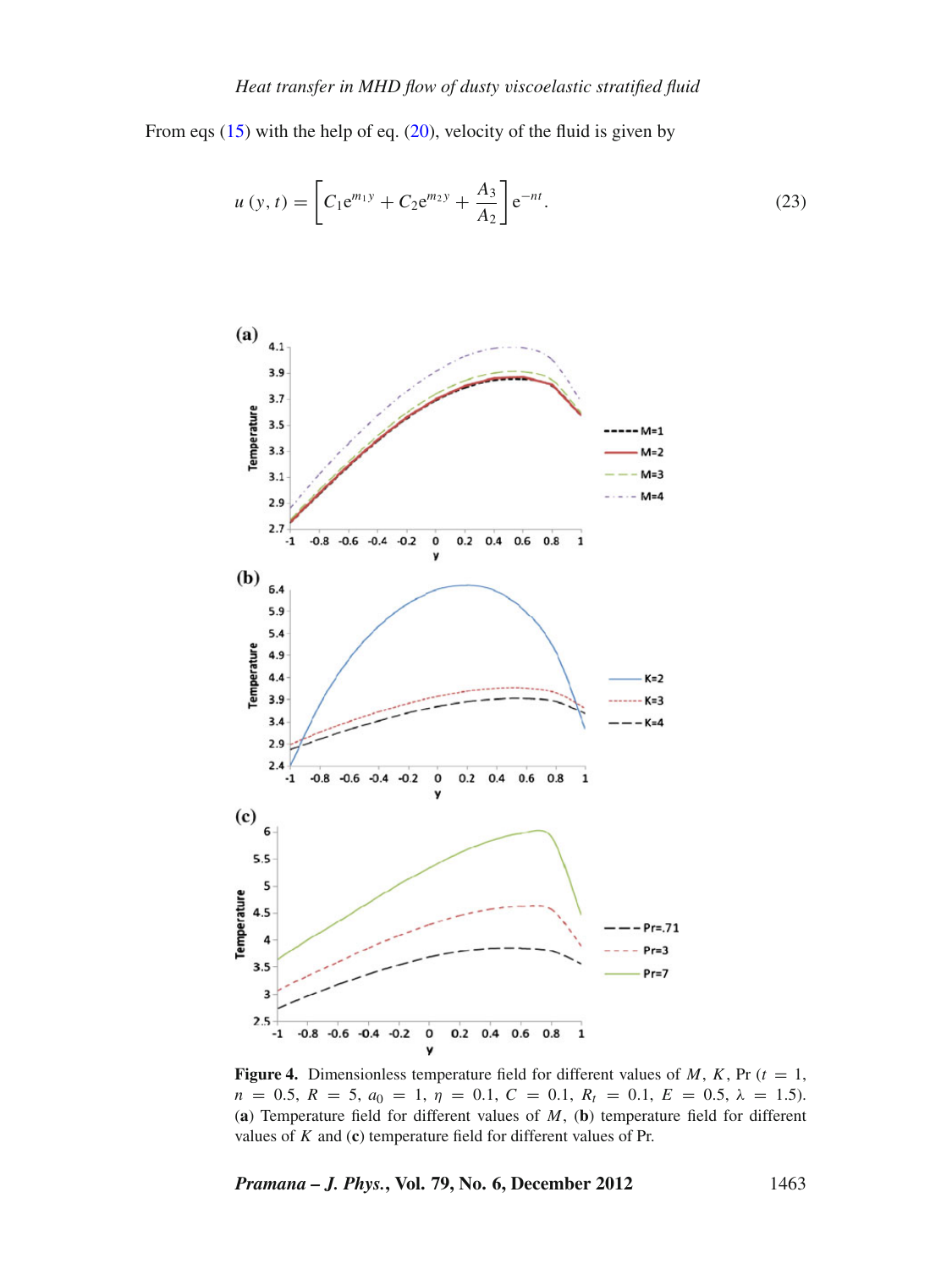From eqs (15) with the help of eq. (20), velocity of the fluid is given by

$$u(y,t) = \left[ C_1 e^{m_1 y} + C_2 e^{m_2 y} + \frac{A_3}{A_2} \right] e^{-nt}. \tag{23}$$

**Figure 4.** Dimensionless temperature field for different values of $M$, $K$, Pr ($t = 1$, $n = 0.5$, $R = 5$, $a_0 = 1$, $\eta = 0.1$, $C = 0.1$, $R_t = 0.1$, $E = 0.5$, $\lambda = 1.5$). (**a**) Temperature field for different values of $M$, (**b**) temperature field for different values of $K$ and (**c**) temperature field for different values of Pr.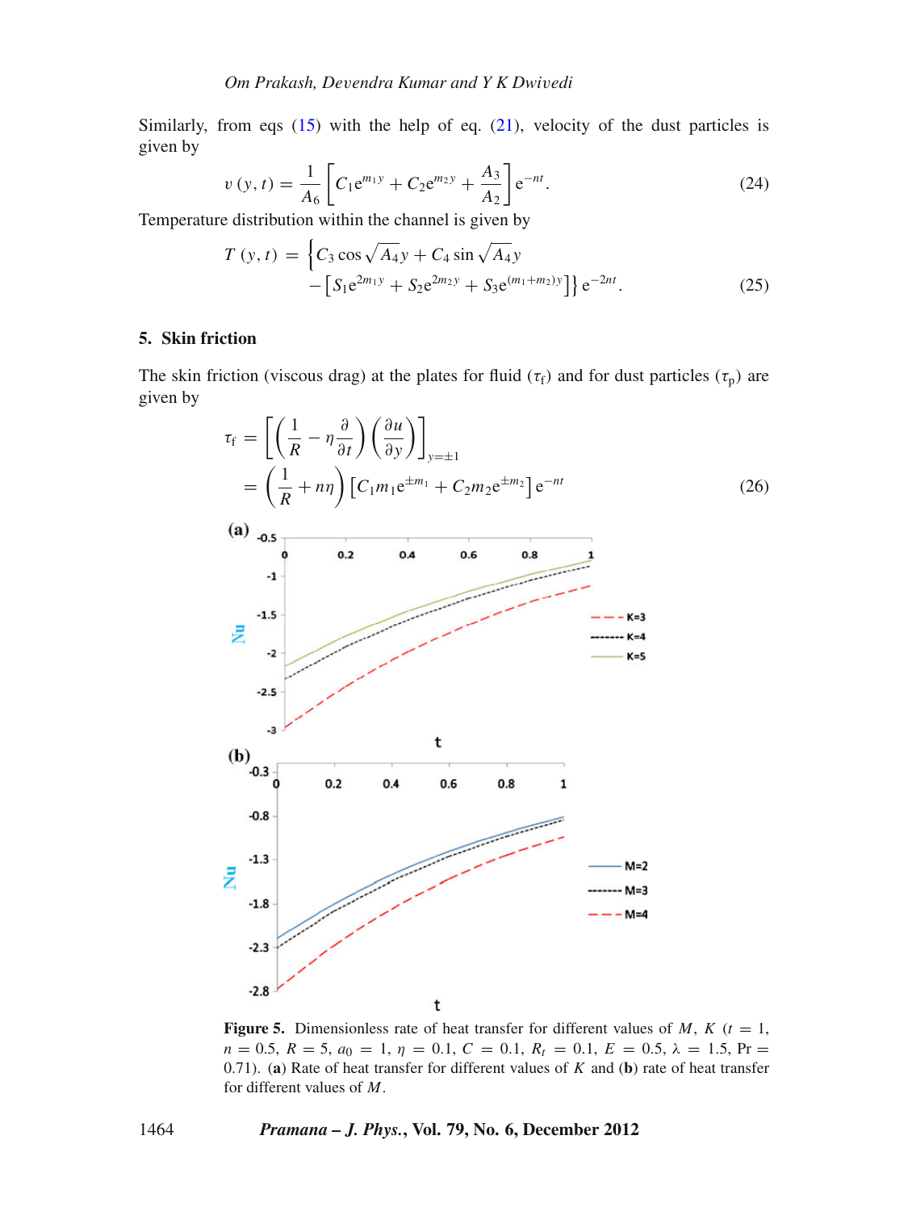Similarly, from eqs (15) with the help of eq. (21), velocity of the dust particles is given by

$$v(y,t) = \frac{1}{A_6}\left[C_1 e^{m_1 y} + C_2 e^{m_2 y} + \frac{A_3}{A_2}\right] e^{-nt}. \tag{24}$$

Temperature distribution within the channel is given by

$$T(y,t) = \left\{C_3 \cos\sqrt{A_4}y + C_4 \sin\sqrt{A_4}y - \left[S_1 e^{2m_1 y} + S_2 e^{2m_2 y} + S_3 e^{(m_1+m_2)y}\right]\right\} e^{-2nt}. \tag{25}$$

## 5. Skin friction

The skin friction (viscous drag) at the plates for fluid ($\tau_{\mathrm{f}}$) and for dust particles ($\tau_{\mathrm{p}}$) are given by

$$\tau_{\mathrm{f}} = \left[\left(\frac{1}{R} - \eta\frac{\partial}{\partial t}\right)\left(\frac{\partial u}{\partial y}\right)\right]_{y=\pm 1}$$
$$= \left(\frac{1}{R} + n\eta\right)\left[C_1 m_1 e^{\pm m_1} + C_2 m_2 e^{\pm m_2}\right] e^{-nt} \tag{26}$$

**Figure 5.** Dimensionless rate of heat transfer for different values of $M$, $K$ ($t = 1$, $n = 0.5$, $R = 5$, $a_0 = 1$, $\eta = 0.1$, $C = 0.1$, $R_t = 0.1$, $E = 0.5$, $\lambda = 1.5$, $\mathrm{Pr} = 0.71$). (**a**) Rate of heat transfer for different values of $K$ and (**b**) rate of heat transfer for different values of $M$.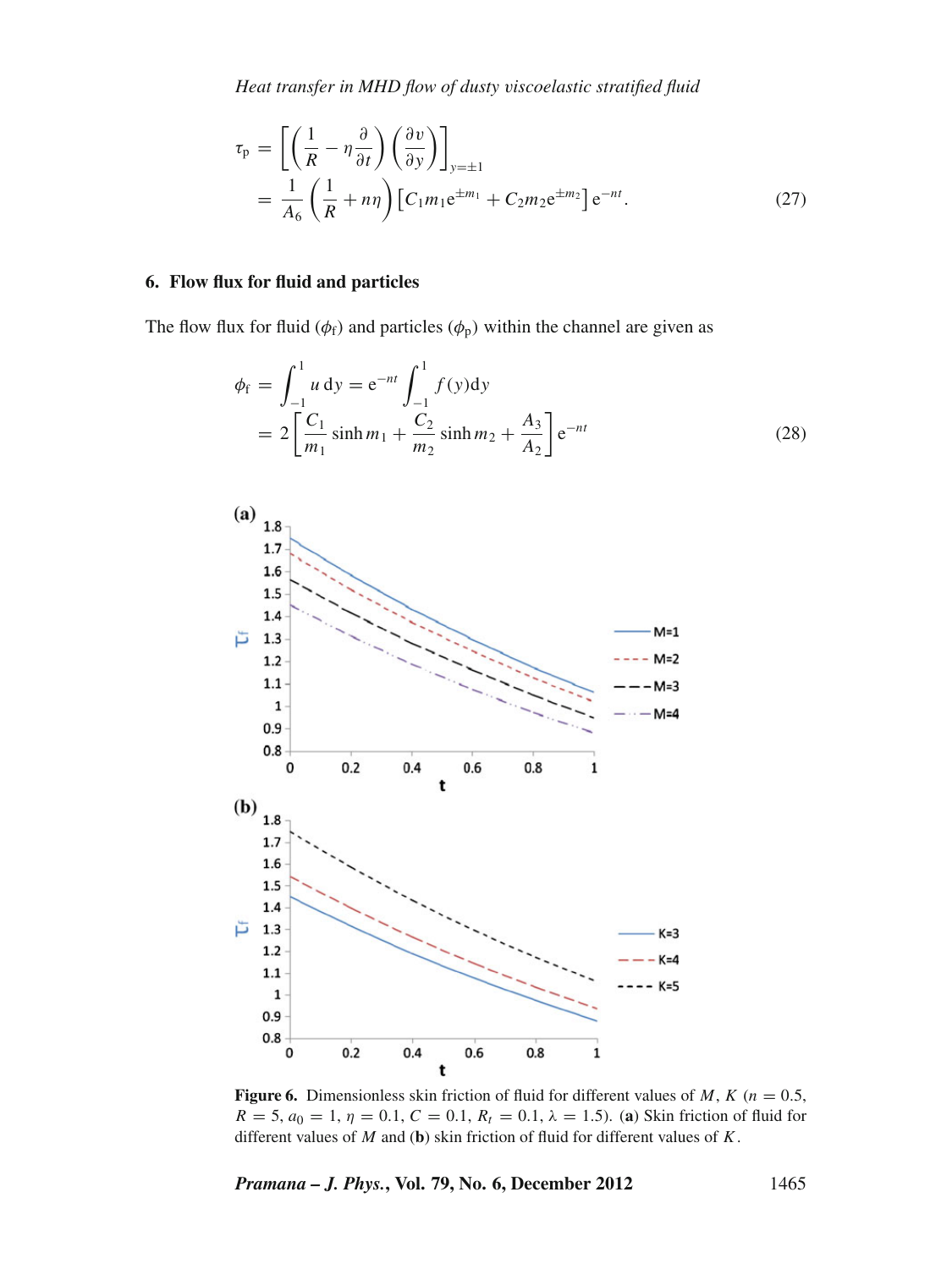$$\tau_p = \left[ \left( \frac{1}{R} - \eta \frac{\partial}{\partial t} \right) \left( \frac{\partial v}{\partial y} \right) \right]_{y=\pm 1}$$
$$= \frac{1}{A_6} \left( \frac{1}{R} + n\eta \right) \left[ C_1 m_1 e^{\pm m_1} + C_2 m_2 e^{\pm m_2} \right] e^{-nt}. \tag{27}$$

## 6. Flow flux for fluid and particles

The flow flux for fluid ($\phi_f$) and particles ($\phi_p$) within the channel are given as

$$\phi_f = \int_{-1}^{1} u \, dy = e^{-nt} \int_{-1}^{1} f(y) dy$$
$$= 2 \left[ \frac{C_1}{m_1} \sinh m_1 + \frac{C_2}{m_2} \sinh m_2 + \frac{A_3}{A_2} \right] e^{-nt} \tag{28}$$

**Figure 6.** Dimensionless skin friction of fluid for different values of $M$, $K$ ($n = 0.5$, $R = 5$, $a_0 = 1$, $\eta = 0.1$, $C = 0.1$, $R_t = 0.1$, $\lambda = 1.5$). (**a**) Skin friction of fluid for different values of $M$ and (**b**) skin friction of fluid for different values of $K$.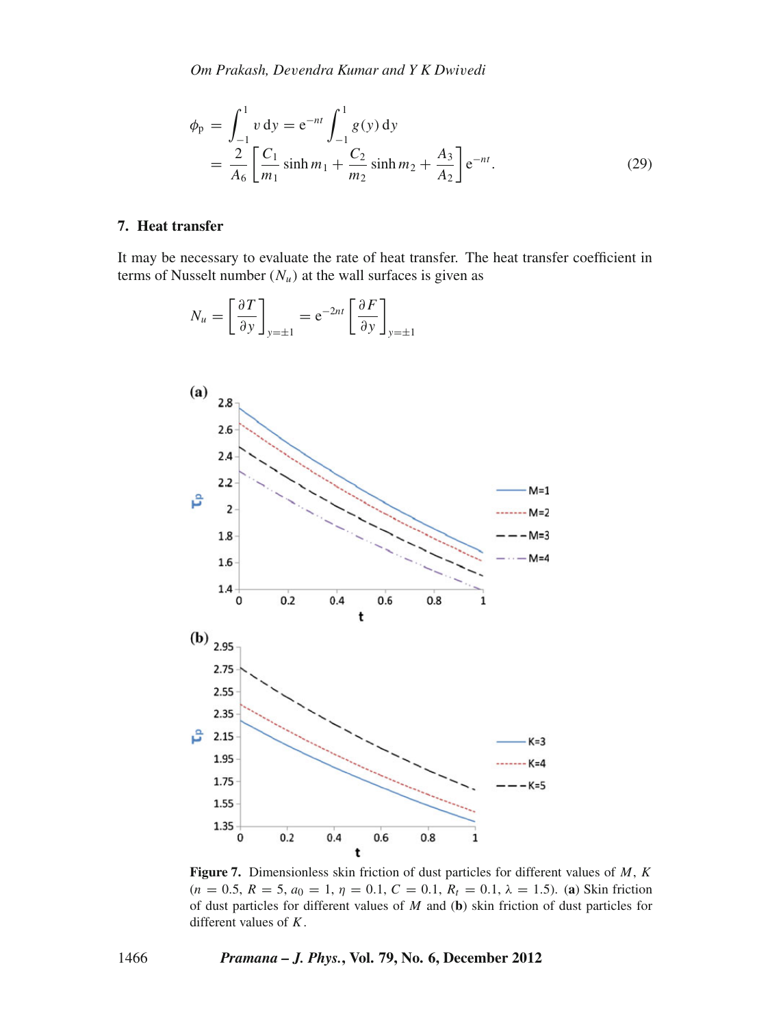$$\phi_p = \int_{-1}^{1} v\,\mathrm{d}y = \mathrm{e}^{-nt} \int_{-1}^{1} g(y)\,\mathrm{d}y$$

$$= \frac{2}{A_6}\left[\frac{C_1}{m_1}\sinh m_1 + \frac{C_2}{m_2}\sinh m_2 + \frac{A_3}{A_2}\right]\mathrm{e}^{-nt}. \tag{29}$$

## 7. Heat transfer

It may be necessary to evaluate the rate of heat transfer. The heat transfer coefficient in terms of Nusselt number ($N_u$) at the wall surfaces is given as

$$N_u = \left[\frac{\partial T}{\partial y}\right]_{y=\pm 1} = \mathrm{e}^{-2nt}\left[\frac{\partial F}{\partial y}\right]_{y=\pm 1}$$

**Figure 7.** Dimensionless skin friction of dust particles for different values of $M$, $K$ ($n = 0.5$, $R = 5$, $a_0 = 1$, $\eta = 0.1$, $C = 0.1$, $R_t = 0.1$, $\lambda = 1.5$). (**a**) Skin friction of dust particles for different values of $M$ and (**b**) skin friction of dust particles for different values of $K$.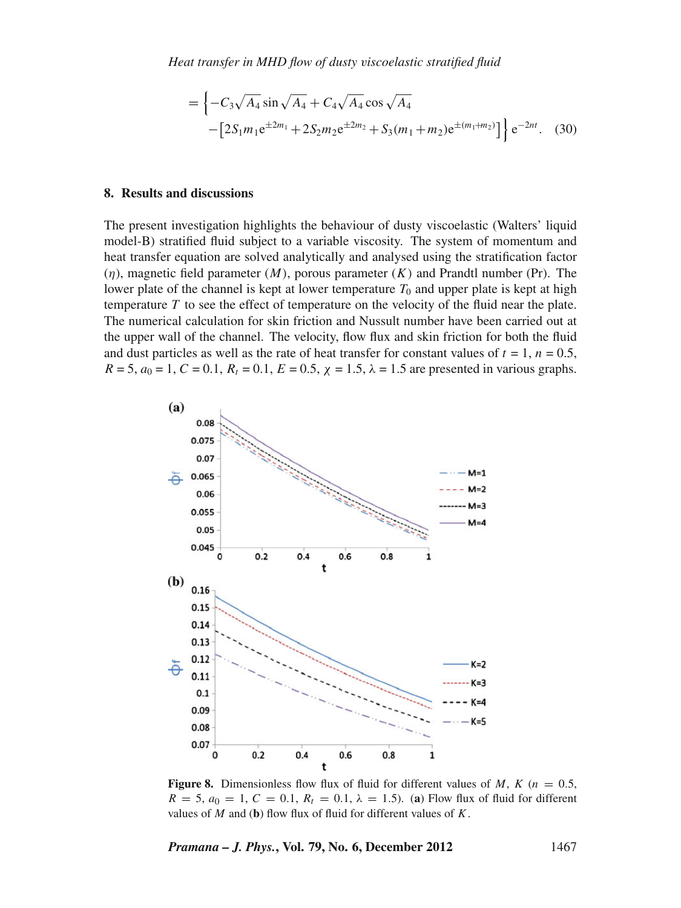$$= \left\{ -C_3\sqrt{A_4}\sin\sqrt{A_4} + C_4\sqrt{A_4}\cos\sqrt{A_4} - \left[2S_1 m_1 e^{\pm 2m_1} + 2S_2 m_2 e^{\pm 2m_2} + S_3(m_1+m_2)e^{\pm(m_1+m_2)}\right]\right\} e^{-2nt}. \quad (30)$$

## 8. Results and discussions

The present investigation highlights the behaviour of dusty viscoelastic (Walters' liquid model-B) stratified fluid subject to a variable viscosity. The system of momentum and heat transfer equation are solved analytically and analysed using the stratification factor ($\eta$), magnetic field parameter ($M$), porous parameter ($K$) and Prandtl number (Pr). The lower plate of the channel is kept at lower temperature $T_0$ and upper plate is kept at high temperature $T$ to see the effect of temperature on the velocity of the fluid near the plate. The numerical calculation for skin friction and Nusselt number have been carried out at the upper wall of the channel. The velocity, flow flux and skin friction for both the fluid and dust particles as well as the rate of heat transfer for constant values of $t = 1$, $n = 0.5$, $R = 5$, $a_0 = 1$, $C = 0.1$, $R_t = 0.1$, $E = 0.5$, $\chi = 1.5$, $\lambda = 1.5$ are presented in various graphs.

**Figure 8.** Dimensionless flow flux of fluid for different values of $M$, $K$ ($n = 0.5$, $R = 5$, $a_0 = 1$, $C = 0.1$, $R_t = 0.1$, $\lambda = 1.5$). (**a**) Flow flux of fluid for different values of $M$ and (**b**) flow flux of fluid for different values of $K$.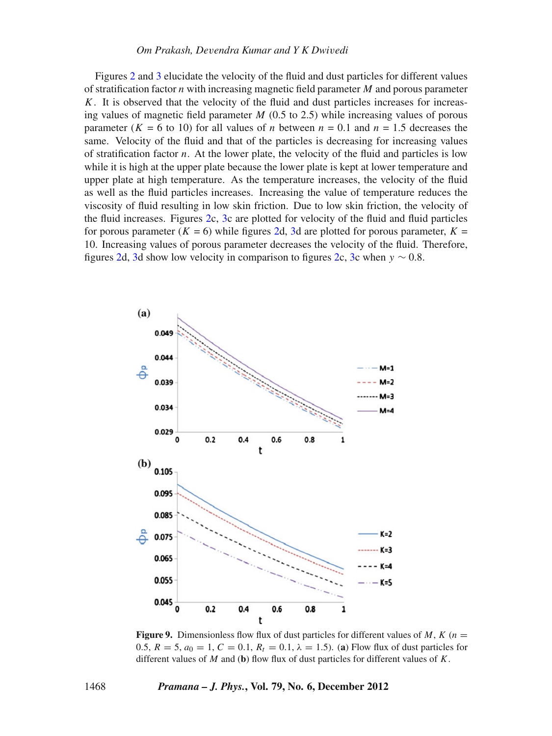Figures 2 and 3 elucidate the velocity of the fluid and dust particles for different values of stratification factor $n$ with increasing magnetic field parameter $M$ and porous parameter $K$. It is observed that the velocity of the fluid and dust particles increases for increasing values of magnetic field parameter $M$ (0.5 to 2.5) while increasing values of porous parameter ($K = 6$ to 10) for all values of $n$ between $n = 0.1$ and $n = 1.5$ decreases the same. Velocity of the fluid and that of the particles is decreasing for increasing values of stratification factor $n$. At the lower plate, the velocity of the fluid and particles is low while it is high at the upper plate because the lower plate is kept at lower temperature and upper plate at high temperature. As the temperature increases, the velocity of the fluid as well as the fluid particles increases. Increasing the value of temperature reduces the viscosity of fluid resulting in low skin friction. Due to low skin friction, the velocity of the fluid increases. Figures 2c, 3c are plotted for velocity of the fluid and fluid particles for porous parameter ($K = 6$) while figures 2d, 3d are plotted for porous parameter, $K = 10$. Increasing values of porous parameter decreases the velocity of the fluid. Therefore, figures 2d, 3d show low velocity in comparison to figures 2c, 3c when $y \sim 0.8$.

**Figure 9.** Dimensionless flow flux of dust particles for different values of $M$, $K$ ($n = 0.5$, $R = 5$, $a_0 = 1$, $C = 0.1$, $R_t = 0.1$, $\lambda = 1.5$). (**a**) Flow flux of dust particles for different values of $M$ and (**b**) flow flux of dust particles for different values of $K$.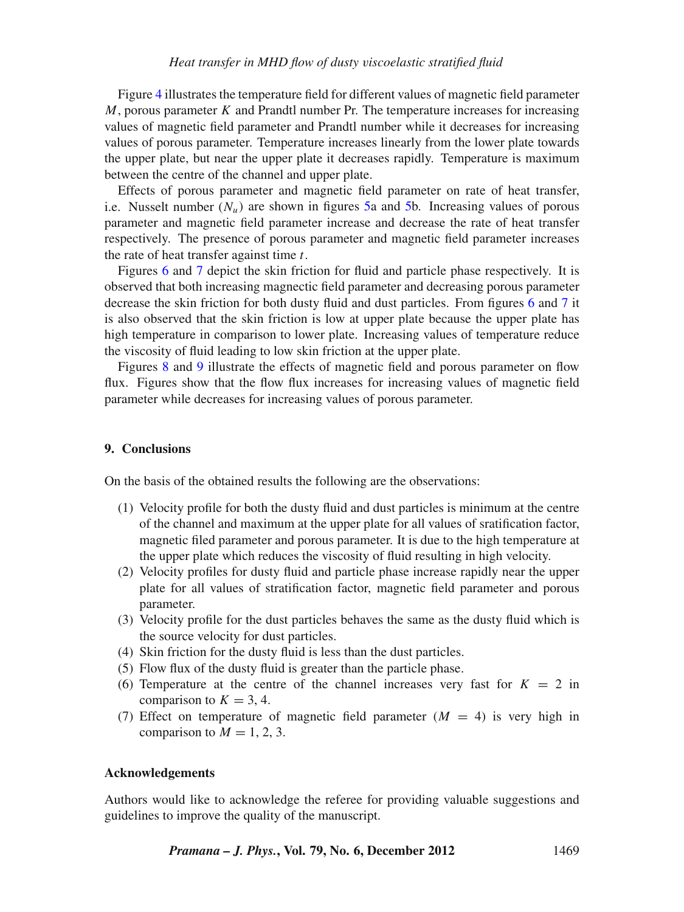Figure 4 illustrates the temperature field for different values of magnetic field parameter $M$, porous parameter $K$ and Prandtl number Pr. The temperature increases for increasing values of magnetic field parameter and Prandtl number while it decreases for increasing values of porous parameter. Temperature increases linearly from the lower plate towards the upper plate, but near the upper plate it decreases rapidly. Temperature is maximum between the centre of the channel and upper plate.

Effects of porous parameter and magnetic field parameter on rate of heat transfer, i.e. Nusselt number ($N_u$) are shown in figures 5a and 5b. Increasing values of porous parameter and magnetic field parameter increase and decrease the rate of heat transfer respectively. The presence of porous parameter and magnetic field parameter increases the rate of heat transfer against time $t$.

Figures 6 and 7 depict the skin friction for fluid and particle phase respectively. It is observed that both increasing magnectic field parameter and decreasing porous parameter decrease the skin friction for both dusty fluid and dust particles. From figures 6 and 7 it is also observed that the skin friction is low at upper plate because the upper plate has high temperature in comparison to lower plate. Increasing values of temperature reduce the viscosity of fluid leading to low skin friction at the upper plate.

Figures 8 and 9 illustrate the effects of magnetic field and porous parameter on flow flux. Figures show that the flow flux increases for increasing values of magnetic field parameter while decreases for increasing values of porous parameter.

## 9. Conclusions

On the basis of the obtained results the following are the observations:

1. Velocity profile for both the dusty fluid and dust particles is minimum at the centre of the channel and maximum at the upper plate for all values of sratification factor, magnetic filed parameter and porous parameter. It is due to the high temperature at the upper plate which reduces the viscosity of fluid resulting in high velocity.
2. Velocity profiles for dusty fluid and particle phase increase rapidly near the upper plate for all values of stratification factor, magnetic field parameter and porous parameter.
3. Velocity profile for the dust particles behaves the same as the dusty fluid which is the source velocity for dust particles.
4. Skin friction for the dusty fluid is less than the dust particles.
5. Flow flux of the dusty fluid is greater than the particle phase.
6. Temperature at the centre of the channel increases very fast for $K = 2$ in comparison to $K = 3, 4$.
7. Effect on temperature of magnetic field parameter ($M = 4$) is very high in comparison to $M = 1, 2, 3$.

## Acknowledgements

Authors would like to acknowledge the referee for providing valuable suggestions and guidelines to improve the quality of the manuscript.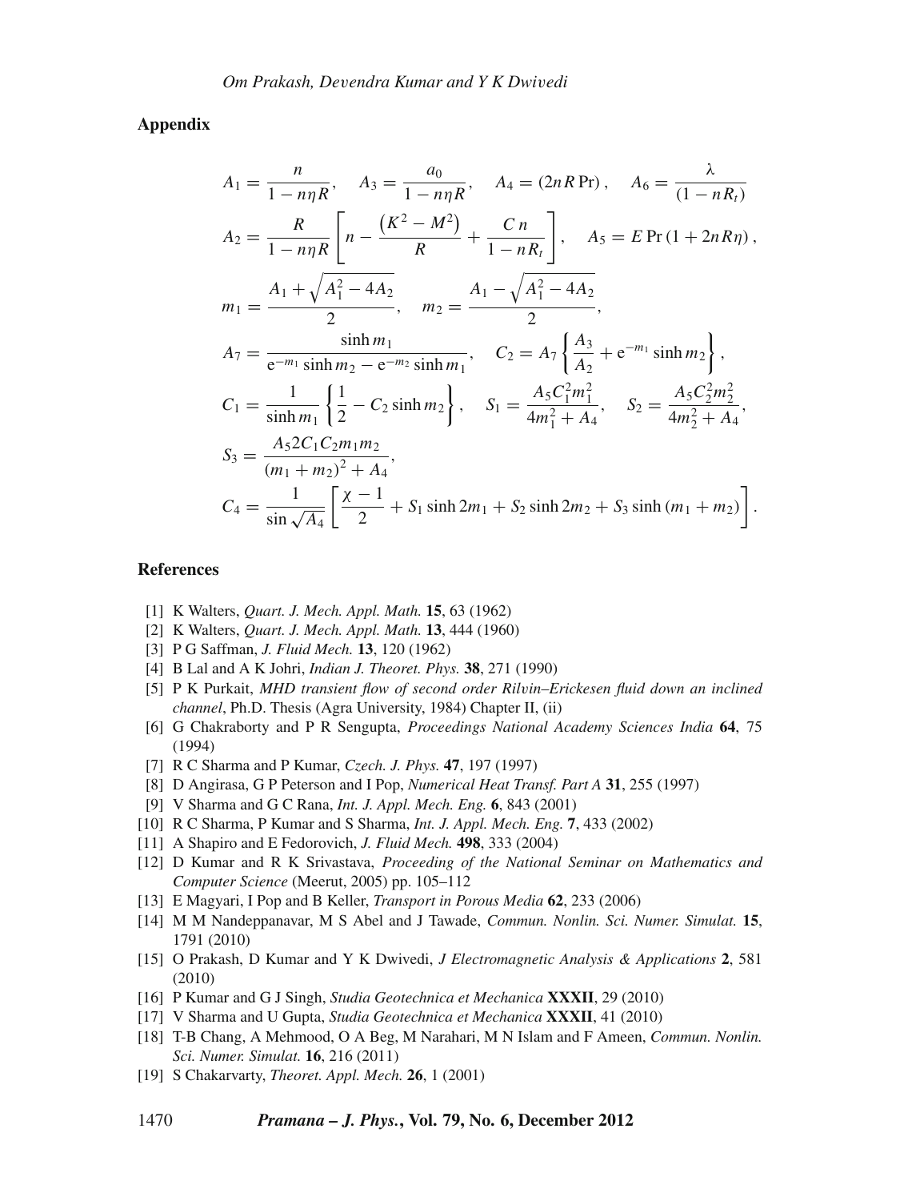## Appendix

$$A_1 = \frac{n}{1 - n\eta R}, \quad A_3 = \frac{a_0}{1 - n\eta R}, \quad A_4 = (2nR\,\mathrm{Pr}), \quad A_6 = \frac{\lambda}{(1 - nR_t)}$$

$$A_2 = \frac{R}{1 - n\eta R}\left[n - \frac{\left(K^2 - M^2\right)}{R} + \frac{C\,n}{1 - nR_t}\right], \quad A_5 = E\,\mathrm{Pr}\,(1 + 2nR\eta),$$

$$m_1 = \frac{A_1 + \sqrt{A_1^2 - 4A_2}}{2}, \quad m_2 = \frac{A_1 - \sqrt{A_1^2 - 4A_2}}{2},$$

$$A_7 = \frac{\sinh m_1}{\mathrm{e}^{-m_1}\sinh m_2 - \mathrm{e}^{-m_2}\sinh m_1}, \quad C_2 = A_7\left\{\frac{A_3}{A_2} + \mathrm{e}^{-m_1}\sinh m_2\right\},$$

$$C_1 = \frac{1}{\sinh m_1}\left\{\frac{1}{2} - C_2\sinh m_2\right\}, \quad S_1 = \frac{A_5 C_1^2 m_1^2}{4m_1^2 + A_4}, \quad S_2 = \frac{A_5 C_2^2 m_2^2}{4m_2^2 + A_4},$$

$$S_3 = \frac{A_5 2C_1 C_2 m_1 m_2}{(m_1 + m_2)^2 + A_4},$$

$$C_4 = \frac{1}{\sin\sqrt{A_4}}\left[\frac{\chi - 1}{2} + S_1\sinh 2m_1 + S_2\sinh 2m_2 + S_3\sinh(m_1 + m_2)\right].$$

## References

[1] K Walters, *Quart. J. Mech. Appl. Math.* **15**, 63 (1962)

[2] K Walters, *Quart. J. Mech. Appl. Math.* **13**, 444 (1960)

[3] P G Saffman, *J. Fluid Mech.* **13**, 120 (1962)

[4] B Lal and A K Johri, *Indian J. Theoret. Phys.* **38**, 271 (1990)

[5] P K Purkait, *MHD transient flow of second order Rilvin–Ericksen fluid down an inclined channel*, Ph.D. Thesis (Agra University, 1984) Chapter II, (ii)

[6] G Chakraborty and P R Sengupta, *Proceedings National Academy Sciences India* **64**, 75 (1994)

[7] R C Sharma and P Kumar, *Czech. J. Phys.* **47**, 197 (1997)

[8] D Angirasa, G P Peterson and I Pop, *Numerical Heat Transf. Part A* **31**, 255 (1997)

[9] V Sharma and G C Rana, *Int. J. Appl. Mech. Eng.* **6**, 843 (2001)

[10] R C Sharma, P Kumar and S Sharma, *Int. J. Appl. Mech. Eng.* **7**, 433 (2002)

[11] A Shapiro and E Fedorovich, *J. Fluid Mech.* **498**, 333 (2004)

[12] D Kumar and R K Srivastava, *Proceeding of the National Seminar on Mathematics and Computer Science* (Meerut, 2005) pp. 105–112

[13] E Magyari, I Pop and B Keller, *Transport in Porous Media* **62**, 233 (2006)

[14] M M Nandeppanavar, M S Abel and J Tawade, *Commun. Nonlin. Sci. Numer. Simulat.* **15**, 1791 (2010)

[15] O Prakash, D Kumar and Y K Dwivedi, *J Electromagnetic Analysis & Applications* **2**, 581 (2010)

[16] P Kumar and G J Singh, *Studia Geotechnica et Mechanica* **XXXII**, 29 (2010)

[17] V Sharma and U Gupta, *Studia Geotechnica et Mechanica* **XXXII**, 41 (2010)

[18] T-B Chang, A Mehmood, O A Beg, M Narahari, M N Islam and F Ameen, *Commun. Nonlin. Sci. Numer. Simulat.* **16**, 216 (2011)

[19] S Chakarvarty, *Theoret. Appl. Mech.* **26**, 1 (2001)